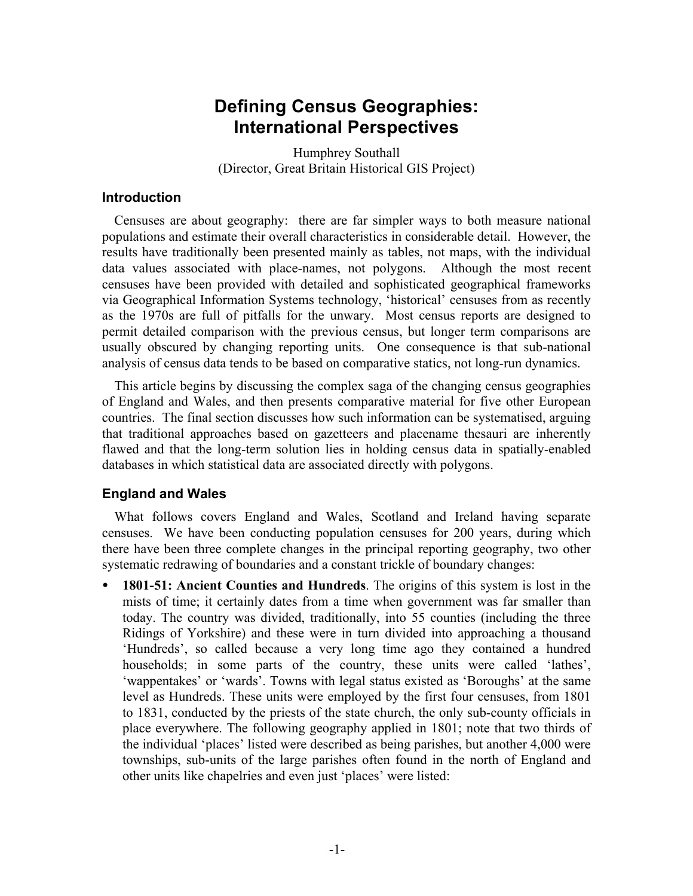# Defining Census Geographies: International Perspectives

Humphrey Southall
(Director, Great Britain Historical GIS Project)

## Introduction

Censuses are about geography: there are far simpler ways to both measure national populations and estimate their overall characteristics in considerable detail. However, the results have traditionally been presented mainly as tables, not maps, with the individual data values associated with place-names, not polygons. Although the most recent censuses have been provided with detailed and sophisticated geographical frameworks via Geographical Information Systems technology, 'historical' censuses from as recently as the 1970s are full of pitfalls for the unwary. Most census reports are designed to permit detailed comparison with the previous census, but longer term comparisons are usually obscured by changing reporting units. One consequence is that sub-national analysis of census data tends to be based on comparative statics, not long-run dynamics.

This article begins by discussing the complex saga of the changing census geographies of England and Wales, and then presents comparative material for five other European countries. The final section discusses how such information can be systematised, arguing that traditional approaches based on gazetteers and placename thesauri are inherently flawed and that the long-term solution lies in holding census data in spatially-enabled databases in which statistical data are associated directly with polygons.

## England and Wales

What follows covers England and Wales, Scotland and Ireland having separate censuses. We have been conducting population censuses for 200 years, during which there have been three complete changes in the principal reporting geography, two other systematic redrawing of boundaries and a constant trickle of boundary changes:

- **1801-51: Ancient Counties and Hundreds**. The origins of this system is lost in the mists of time; it certainly dates from a time when government was far smaller than today. The country was divided, traditionally, into 55 counties (including the three Ridings of Yorkshire) and these were in turn divided into approaching a thousand 'Hundreds', so called because a very long time ago they contained a hundred households; in some parts of the country, these units were called 'lathes', 'wappentakes' or 'wards'. Towns with legal status existed as 'Boroughs' at the same level as Hundreds. These units were employed by the first four censuses, from 1801 to 1831, conducted by the priests of the state church, the only sub-county officials in place everywhere. The following geography applied in 1801; note that two thirds of the individual 'places' listed were described as being parishes, but another 4,000 were townships, sub-units of the large parishes often found in the north of England and other units like chapelries and even just 'places' were listed: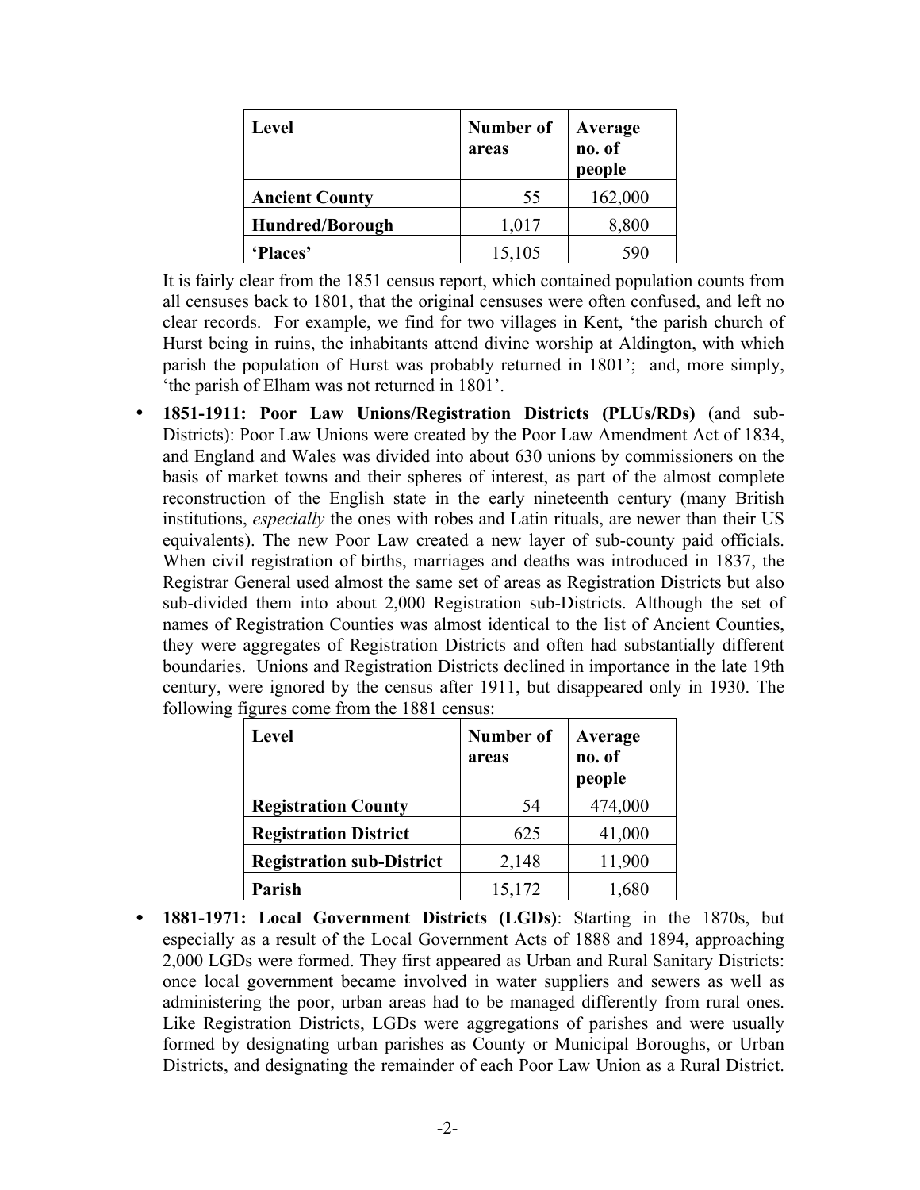| Level | Number of areas | Average no. of people |
|---|---|---|
| **Ancient County** | 55 | 162,000 |
| **Hundred/Borough** | 1,017 | 8,800 |
| **'Places'** | 15,105 | 590 |

It is fairly clear from the 1851 census report, which contained population counts from all censuses back to 1801, that the original censuses were often confused, and left no clear records. For example, we find for two villages in Kent, 'the parish church of Hurst being in ruins, the inhabitants attend divine worship at Aldington, with which parish the population of Hurst was probably returned in 1801'; and, more simply, 'the parish of Elham was not returned in 1801'.

- **1851-1911: Poor Law Unions/Registration Districts (PLUs/RDs)** (and sub-Districts): Poor Law Unions were created by the Poor Law Amendment Act of 1834, and England and Wales was divided into about 630 unions by commissioners on the basis of market towns and their spheres of interest, as part of the almost complete reconstruction of the English state in the early nineteenth century (many British institutions, *especially* the ones with robes and Latin rituals, are newer than their US equivalents). The new Poor Law created a new layer of sub-county paid officials. When civil registration of births, marriages and deaths was introduced in 1837, the Registrar General used almost the same set of areas as Registration Districts but also sub-divided them into about 2,000 Registration sub-Districts. Although the set of names of Registration Counties was almost identical to the list of Ancient Counties, they were aggregates of Registration Districts and often had substantially different boundaries. Unions and Registration Districts declined in importance in the late 19th century, were ignored by the census after 1911, but disappeared only in 1930. The following figures come from the 1881 census:

| Level | Number of areas | Average no. of people |
|---|---|---|
| **Registration County** | 54 | 474,000 |
| **Registration District** | 625 | 41,000 |
| **Registration sub-District** | 2,148 | 11,900 |
| **Parish** | 15,172 | 1,680 |

- **1881-1971: Local Government Districts (LGDs)**: Starting in the 1870s, but especially as a result of the Local Government Acts of 1888 and 1894, approaching 2,000 LGDs were formed. They first appeared as Urban and Rural Sanitary Districts: once local government became involved in water suppliers and sewers as well as administering the poor, urban areas had to be managed differently from rural ones. Like Registration Districts, LGDs were aggregations of parishes and were usually formed by designating urban parishes as County or Municipal Boroughs, or Urban Districts, and designating the remainder of each Poor Law Union as a Rural District.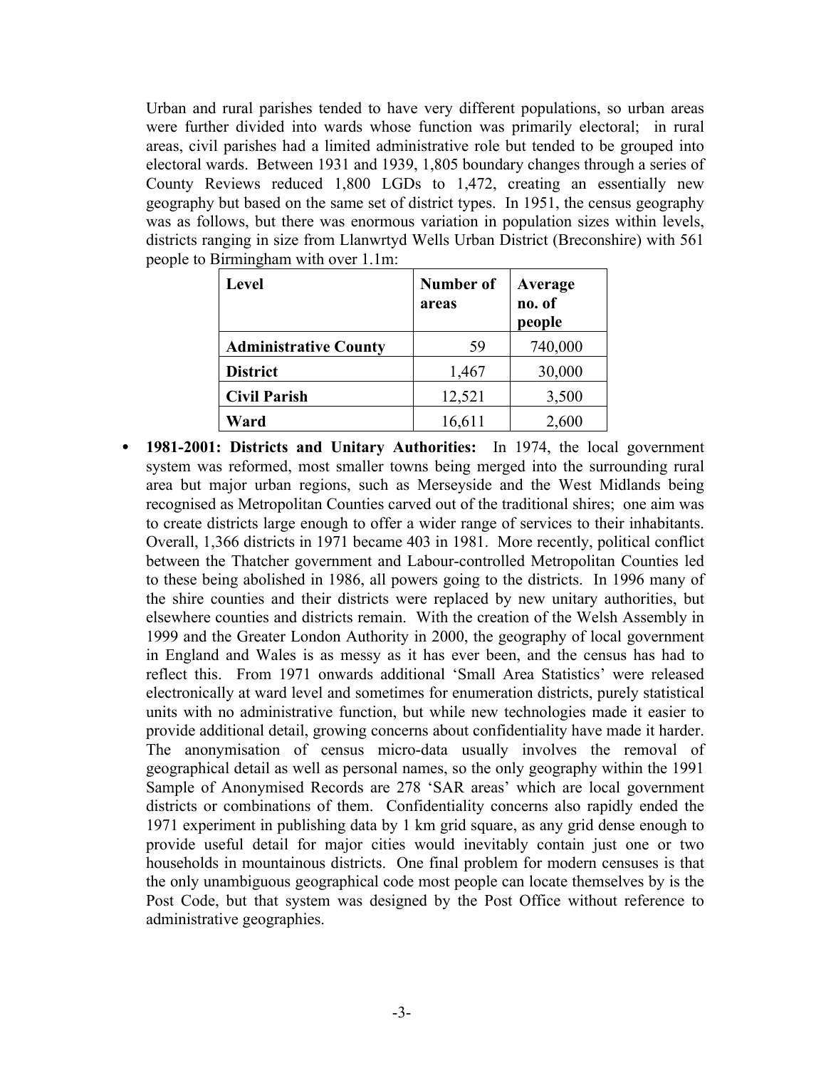Urban and rural parishes tended to have very different populations, so urban areas were further divided into wards whose function was primarily electoral; in rural areas, civil parishes had a limited administrative role but tended to be grouped into electoral wards. Between 1931 and 1939, 1,805 boundary changes through a series of County Reviews reduced 1,800 LGDs to 1,472, creating an essentially new geography but based on the same set of district types. In 1951, the census geography was as follows, but there was enormous variation in population sizes within levels, districts ranging in size from Llanwrtyd Wells Urban District (Breconshire) with 561 people to Birmingham with over 1.1m:

| **Level** | **Number of areas** | **Average no. of people** |
|---|---|---|
| **Administrative County** | 59 | 740,000 |
| **District** | 1,467 | 30,000 |
| **Civil Parish** | 12,521 | 3,500 |
| **Ward** | 16,611 | 2,600 |

- **1981-2001: Districts and Unitary Authorities:** In 1974, the local government system was reformed, most smaller towns being merged into the surrounding rural area but major urban regions, such as Merseyside and the West Midlands being recognised as Metropolitan Counties carved out of the traditional shires; one aim was to create districts large enough to offer a wider range of services to their inhabitants. Overall, 1,366 districts in 1971 became 403 in 1981. More recently, political conflict between the Thatcher government and Labour-controlled Metropolitan Counties led to these being abolished in 1986, all powers going to the districts. In 1996 many of the shire counties and their districts were replaced by new unitary authorities, but elsewhere counties and districts remain. With the creation of the Welsh Assembly in 1999 and the Greater London Authority in 2000, the geography of local government in England and Wales is as messy as it has ever been, and the census has had to reflect this. From 1971 onwards additional 'Small Area Statistics' were released electronically at ward level and sometimes for enumeration districts, purely statistical units with no administrative function, but while new technologies made it easier to provide additional detail, growing concerns about confidentiality have made it harder. The anonymisation of census micro-data usually involves the removal of geographical detail as well as personal names, so the only geography within the 1991 Sample of Anonymised Records are 278 'SAR areas' which are local government districts or combinations of them. Confidentiality concerns also rapidly ended the 1971 experiment in publishing data by 1 km grid square, as any grid dense enough to provide useful detail for major cities would inevitably contain just one or two households in mountainous districts. One final problem for modern censuses is that the only unambiguous geographical code most people can locate themselves by is the Post Code, but that system was designed by the Post Office without reference to administrative geographies.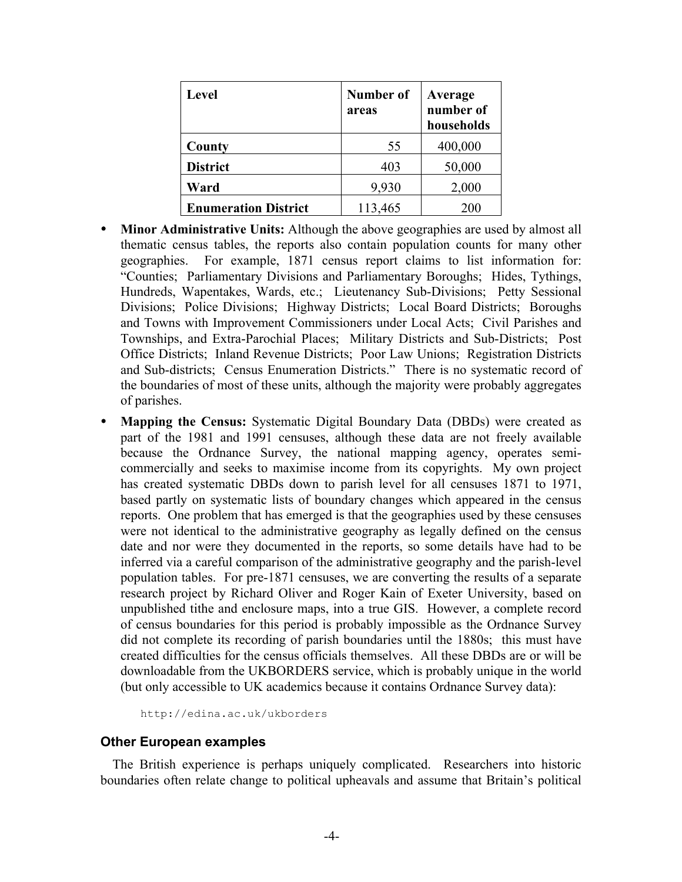| Level | Number of areas | Average number of households |
|---|---|---|
| **County** | 55 | 400,000 |
| **District** | 403 | 50,000 |
| **Ward** | 9,930 | 2,000 |
| **Enumeration District** | 113,465 | 200 |

- **Minor Administrative Units:** Although the above geographies are used by almost all thematic census tables, the reports also contain population counts for many other geographies. For example, 1871 census report claims to list information for: "Counties; Parliamentary Divisions and Parliamentary Boroughs; Hides, Tythings, Hundreds, Wapentakes, Wards, etc.; Lieutenancy Sub-Divisions; Petty Sessional Divisions; Police Divisions; Highway Districts; Local Board Districts; Boroughs and Towns with Improvement Commissioners under Local Acts; Civil Parishes and Townships, and Extra-Parochial Places; Military Districts and Sub-Districts; Post Office Districts; Inland Revenue Districts; Poor Law Unions; Registration Districts and Sub-districts; Census Enumeration Districts." There is no systematic record of the boundaries of most of these units, although the majority were probably aggregates of parishes.
- **Mapping the Census:** Systematic Digital Boundary Data (DBDs) were created as part of the 1981 and 1991 censuses, although these data are not freely available because the Ordnance Survey, the national mapping agency, operates semi-commercially and seeks to maximise income from its copyrights. My own project has created systematic DBDs down to parish level for all censuses 1871 to 1971, based partly on systematic lists of boundary changes which appeared in the census reports. One problem that has emerged is that the geographies used by these censuses were not identical to the administrative geography as legally defined on the census date and nor were they documented in the reports, so some details have had to be inferred via a careful comparison of the administrative geography and the parish-level population tables. For pre-1871 censuses, we are converting the results of a separate research project by Richard Oliver and Roger Kain of Exeter University, based on unpublished tithe and enclosure maps, into a true GIS. However, a complete record of census boundaries for this period is probably impossible as the Ordnance Survey did not complete its recording of parish boundaries until the 1880s; this must have created difficulties for the census officials themselves. All these DBDs are or will be downloadable from the UKBORDERS service, which is probably unique in the world (but only accessible to UK academics because it contains Ordnance Survey data):

```
http://edina.ac.uk/ukborders
```

### Other European examples

The British experience is perhaps uniquely complicated. Researchers into historic boundaries often relate change to political upheavals and assume that Britain's political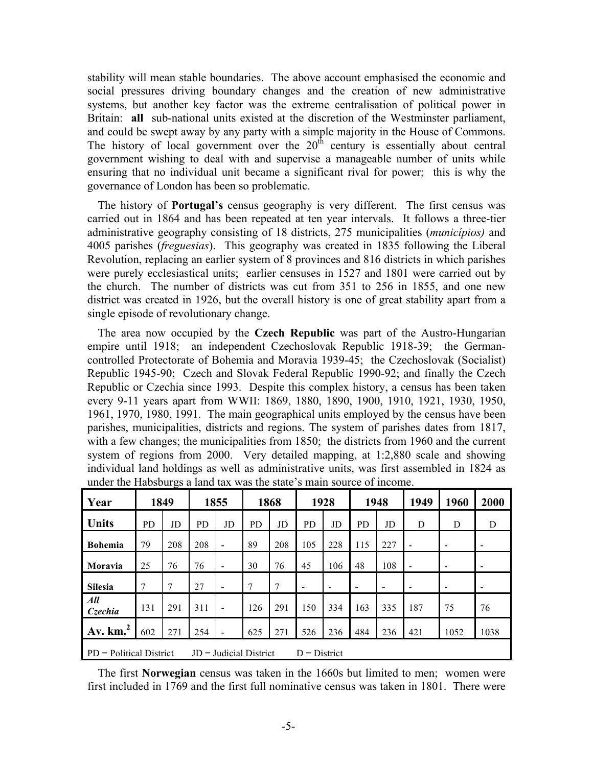stability will mean stable boundaries. The above account emphasised the economic and social pressures driving boundary changes and the creation of new administrative systems, but another key factor was the extreme centralisation of political power in Britain: **all** sub-national units existed at the discretion of the Westminster parliament, and could be swept away by any party with a simple majority in the House of Commons. The history of local government over the 20th century is essentially about central government wishing to deal with and supervise a manageable number of units while ensuring that no individual unit became a significant rival for power; this is why the governance of London has been so problematic.

The history of **Portugal's** census geography is very different. The first census was carried out in 1864 and has been repeated at ten year intervals. It follows a three-tier administrative geography consisting of 18 districts, 275 municipalities (*municípios)* and 4005 parishes (*freguesias*). This geography was created in 1835 following the Liberal Revolution, replacing an earlier system of 8 provinces and 816 districts in which parishes were purely ecclesiastical units; earlier censuses in 1527 and 1801 were carried out by the church. The number of districts was cut from 351 to 256 in 1855, and one new district was created in 1926, but the overall history is one of great stability apart from a single episode of revolutionary change.

The area now occupied by the **Czech Republic** was part of the Austro-Hungarian empire until 1918; an independent Czechoslovak Republic 1918-39; the German-controlled Protectorate of Bohemia and Moravia 1939-45; the Czechoslovak (Socialist) Republic 1945-90; Czech and Slovak Federal Republic 1990-92; and finally the Czech Republic or Czechia since 1993. Despite this complex history, a census has been taken every 9-11 years apart from WWII: 1869, 1880, 1890, 1900, 1910, 1921, 1930, 1950, 1961, 1970, 1980, 1991. The main geographical units employed by the census have been parishes, municipalities, districts and regions. The system of parishes dates from 1817, with a few changes; the municipalities from 1850; the districts from 1960 and the current system of regions from 2000. Very detailed mapping, at 1:2,880 scale and showing individual land holdings as well as administrative units, was first assembled in 1824 as under the Habsburgs a land tax was the state's main source of income.

| **Year** | **1849** | | **1855** | | **1868** | | **1928** | | **1948** | | **1949** | **1960** | **2000** |
|---|---|---|---|---|---|---|---|---|---|---|---|---|---|
| **Units** | PD | JD | PD | JD | PD | JD | PD | JD | PD | JD | D | D | D |
| **Bohemia** | 79 | 208 | 208 | - | 89 | 208 | 105 | 228 | 115 | 227 | - | - | - |
| **Moravia** | 25 | 76 | 76 | - | 30 | 76 | 45 | 106 | 48 | 108 | - | - | - |
| **Silesia** | 7 | 7 | 27 | - | 7 | 7 | - | - | - | - | - | - | - |
| ***All Czechia*** | 131 | 291 | 311 | - | 126 | 291 | 150 | 334 | 163 | 335 | 187 | 75 | 76 |
| **Av. km.²** | 602 | 271 | 254 | - | 625 | 271 | 526 | 236 | 484 | 236 | 421 | 1052 | 1038 |
| PD = Political District JD = Judicial District D = District | | | | | | | | | | | | | |

The first **Norwegian** census was taken in the 1660s but limited to men; women were first included in 1769 and the first full nominative census was taken in 1801. There were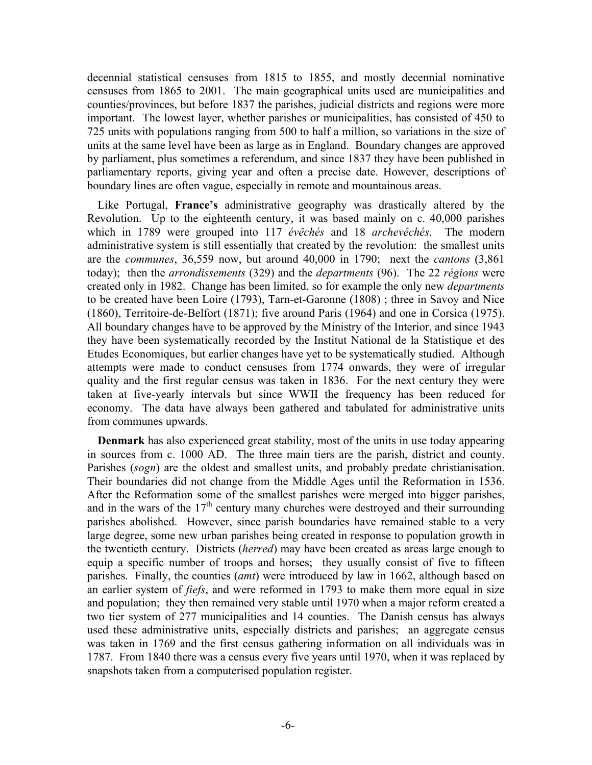decennial statistical censuses from 1815 to 1855, and mostly decennial nominative censuses from 1865 to 2001. The main geographical units used are municipalities and counties/provinces, but before 1837 the parishes, judicial districts and regions were more important. The lowest layer, whether parishes or municipalities, has consisted of 450 to 725 units with populations ranging from 500 to half a million, so variations in the size of units at the same level have been as large as in England. Boundary changes are approved by parliament, plus sometimes a referendum, and since 1837 they have been published in parliamentary reports, giving year and often a precise date. However, descriptions of boundary lines are often vague, especially in remote and mountainous areas.

Like Portugal, **France's** administrative geography was drastically altered by the Revolution. Up to the eighteenth century, it was based mainly on c. 40,000 parishes which in 1789 were grouped into 117 *évêchés* and 18 *archevêchés*. The modern administrative system is still essentially that created by the revolution: the smallest units are the *communes*, 36,559 now, but around 40,000 in 1790; next the *cantons* (3,861 today); then the *arrondissements* (329) and the *departments* (96). The 22 *régions* were created only in 1982. Change has been limited, so for example the only new *departments* to be created have been Loire (1793), Tarn-et-Garonne (1808) ; three in Savoy and Nice (1860), Territoire-de-Belfort (1871); five around Paris (1964) and one in Corsica (1975). All boundary changes have to be approved by the Ministry of the Interior, and since 1943 they have been systematically recorded by the Institut National de la Statistique et des Etudes Economiques, but earlier changes have yet to be systematically studied. Although attempts were made to conduct censuses from 1774 onwards, they were of irregular quality and the first regular census was taken in 1836. For the next century they were taken at five-yearly intervals but since WWII the frequency has been reduced for economy. The data have always been gathered and tabulated for administrative units from communes upwards.

**Denmark** has also experienced great stability, most of the units in use today appearing in sources from c. 1000 AD. The three main tiers are the parish, district and county. Parishes (*sogn*) are the oldest and smallest units, and probably predate christianisation. Their boundaries did not change from the Middle Ages until the Reformation in 1536. After the Reformation some of the smallest parishes were merged into bigger parishes, and in the wars of the 17th century many churches were destroyed and their surrounding parishes abolished. However, since parish boundaries have remained stable to a very large degree, some new urban parishes being created in response to population growth in the twentieth century. Districts (*herred*) may have been created as areas large enough to equip a specific number of troops and horses; they usually consist of five to fifteen parishes. Finally, the counties (*amt*) were introduced by law in 1662, although based on an earlier system of *fiefs*, and were reformed in 1793 to make them more equal in size and population; they then remained very stable until 1970 when a major reform created a two tier system of 277 municipalities and 14 counties. The Danish census has always used these administrative units, especially districts and parishes; an aggregate census was taken in 1769 and the first census gathering information on all individuals was in 1787. From 1840 there was a census every five years until 1970, when it was replaced by snapshots taken from a computerised population register.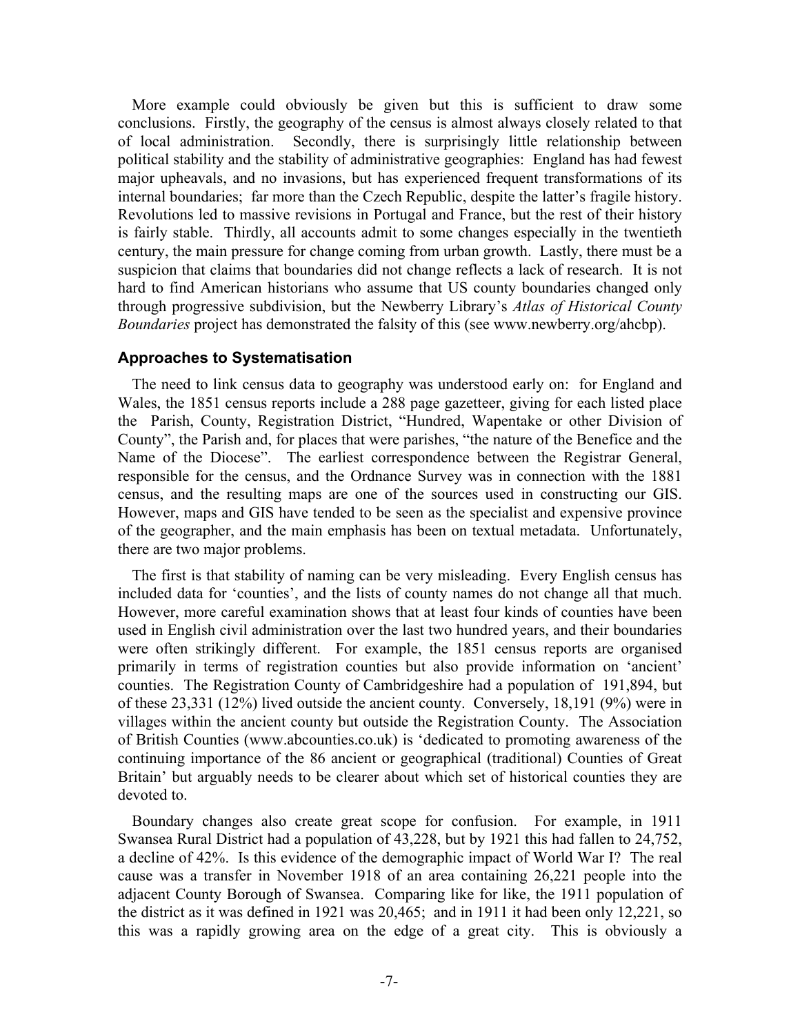More example could obviously be given but this is sufficient to draw some conclusions. Firstly, the geography of the census is almost always closely related to that of local administration. Secondly, there is surprisingly little relationship between political stability and the stability of administrative geographies: England has had fewest major upheavals, and no invasions, but has experienced frequent transformations of its internal boundaries; far more than the Czech Republic, despite the latter's fragile history. Revolutions led to massive revisions in Portugal and France, but the rest of their history is fairly stable. Thirdly, all accounts admit to some changes especially in the twentieth century, the main pressure for change coming from urban growth. Lastly, there must be a suspicion that claims that boundaries did not change reflects a lack of research. It is not hard to find American historians who assume that US county boundaries changed only through progressive subdivision, but the Newberry Library's *Atlas of Historical County Boundaries* project has demonstrated the falsity of this (see www.newberry.org/ahcbp).

### Approaches to Systematisation

The need to link census data to geography was understood early on: for England and Wales, the 1851 census reports include a 288 page gazetteer, giving for each listed place the Parish, County, Registration District, "Hundred, Wapentake or other Division of County", the Parish and, for places that were parishes, "the nature of the Benefice and the Name of the Diocese". The earliest correspondence between the Registrar General, responsible for the census, and the Ordnance Survey was in connection with the 1881 census, and the resulting maps are one of the sources used in constructing our GIS. However, maps and GIS have tended to be seen as the specialist and expensive province of the geographer, and the main emphasis has been on textual metadata. Unfortunately, there are two major problems.

The first is that stability of naming can be very misleading. Every English census has included data for 'counties', and the lists of county names do not change all that much. However, more careful examination shows that at least four kinds of counties have been used in English civil administration over the last two hundred years, and their boundaries were often strikingly different. For example, the 1851 census reports are organised primarily in terms of registration counties but also provide information on 'ancient' counties. The Registration County of Cambridgeshire had a population of 191,894, but of these 23,331 (12%) lived outside the ancient county. Conversely, 18,191 (9%) were in villages within the ancient county but outside the Registration County. The Association of British Counties (www.abcounties.co.uk) is 'dedicated to promoting awareness of the continuing importance of the 86 ancient or geographical (traditional) Counties of Great Britain' but arguably needs to be clearer about which set of historical counties they are devoted to.

Boundary changes also create great scope for confusion. For example, in 1911 Swansea Rural District had a population of 43,228, but by 1921 this had fallen to 24,752, a decline of 42%. Is this evidence of the demographic impact of World War I? The real cause was a transfer in November 1918 of an area containing 26,221 people into the adjacent County Borough of Swansea. Comparing like for like, the 1911 population of the district as it was defined in 1921 was 20,465; and in 1911 it had been only 12,221, so this was a rapidly growing area on the edge of a great city. This is obviously a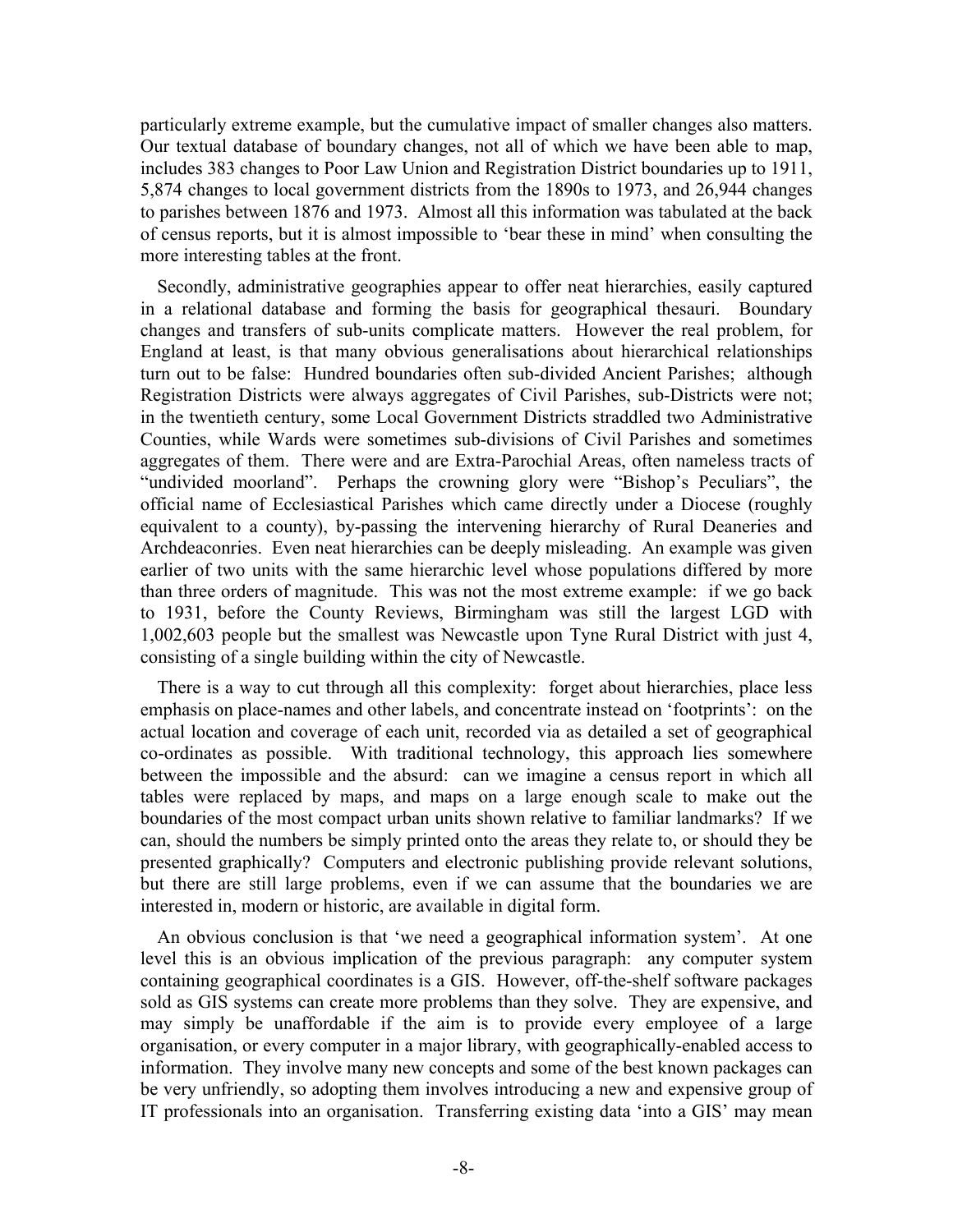particularly extreme example, but the cumulative impact of smaller changes also matters. Our textual database of boundary changes, not all of which we have been able to map, includes 383 changes to Poor Law Union and Registration District boundaries up to 1911, 5,874 changes to local government districts from the 1890s to 1973, and 26,944 changes to parishes between 1876 and 1973. Almost all this information was tabulated at the back of census reports, but it is almost impossible to 'bear these in mind' when consulting the more interesting tables at the front.

Secondly, administrative geographies appear to offer neat hierarchies, easily captured in a relational database and forming the basis for geographical thesauri. Boundary changes and transfers of sub-units complicate matters. However the real problem, for England at least, is that many obvious generalisations about hierarchical relationships turn out to be false: Hundred boundaries often sub-divided Ancient Parishes; although Registration Districts were always aggregates of Civil Parishes, sub-Districts were not; in the twentieth century, some Local Government Districts straddled two Administrative Counties, while Wards were sometimes sub-divisions of Civil Parishes and sometimes aggregates of them. There were and are Extra-Parochial Areas, often nameless tracts of "undivided moorland". Perhaps the crowning glory were "Bishop's Peculiars", the official name of Ecclesiastical Parishes which came directly under a Diocese (roughly equivalent to a county), by-passing the intervening hierarchy of Rural Deaneries and Archdeaconries. Even neat hierarchies can be deeply misleading. An example was given earlier of two units with the same hierarchic level whose populations differed by more than three orders of magnitude. This was not the most extreme example: if we go back to 1931, before the County Reviews, Birmingham was still the largest LGD with 1,002,603 people but the smallest was Newcastle upon Tyne Rural District with just 4, consisting of a single building within the city of Newcastle.

There is a way to cut through all this complexity: forget about hierarchies, place less emphasis on place-names and other labels, and concentrate instead on 'footprints': on the actual location and coverage of each unit, recorded via as detailed a set of geographical co-ordinates as possible. With traditional technology, this approach lies somewhere between the impossible and the absurd: can we imagine a census report in which all tables were replaced by maps, and maps on a large enough scale to make out the boundaries of the most compact urban units shown relative to familiar landmarks? If we can, should the numbers be simply printed onto the areas they relate to, or should they be presented graphically? Computers and electronic publishing provide relevant solutions, but there are still large problems, even if we can assume that the boundaries we are interested in, modern or historic, are available in digital form.

An obvious conclusion is that 'we need a geographical information system'. At one level this is an obvious implication of the previous paragraph: any computer system containing geographical coordinates is a GIS. However, off-the-shelf software packages sold as GIS systems can create more problems than they solve. They are expensive, and may simply be unaffordable if the aim is to provide every employee of a large organisation, or every computer in a major library, with geographically-enabled access to information. They involve many new concepts and some of the best known packages can be very unfriendly, so adopting them involves introducing a new and expensive group of IT professionals into an organisation. Transferring existing data 'into a GIS' may mean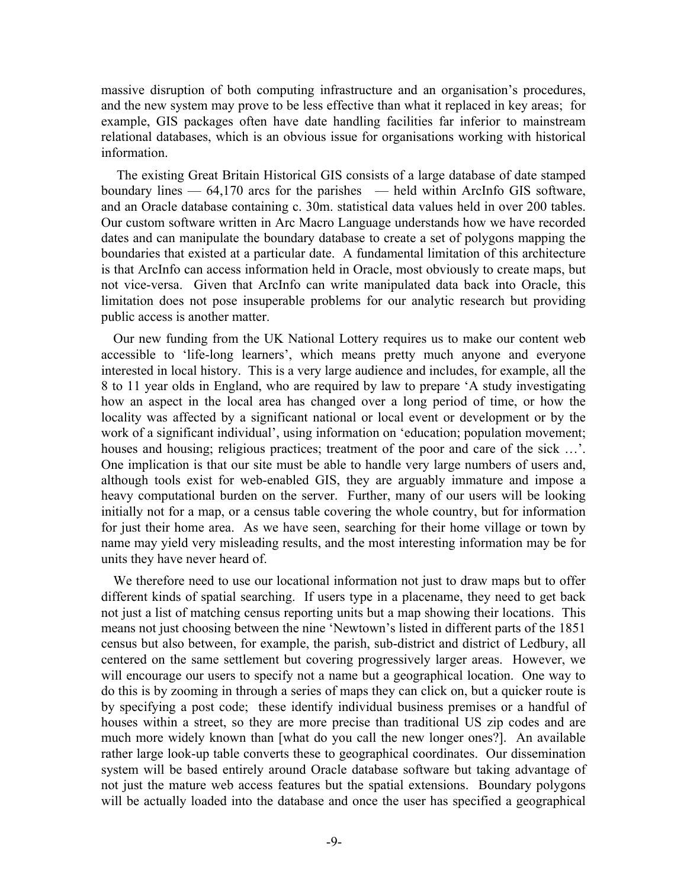massive disruption of both computing infrastructure and an organisation's procedures, and the new system may prove to be less effective than what it replaced in key areas; for example, GIS packages often have date handling facilities far inferior to mainstream relational databases, which is an obvious issue for organisations working with historical information.

The existing Great Britain Historical GIS consists of a large database of date stamped boundary lines — 64,170 arcs for the parishes — held within ArcInfo GIS software, and an Oracle database containing c. 30m. statistical data values held in over 200 tables. Our custom software written in Arc Macro Language understands how we have recorded dates and can manipulate the boundary database to create a set of polygons mapping the boundaries that existed at a particular date. A fundamental limitation of this architecture is that ArcInfo can access information held in Oracle, most obviously to create maps, but not vice-versa. Given that ArcInfo can write manipulated data back into Oracle, this limitation does not pose insuperable problems for our analytic research but providing public access is another matter.

Our new funding from the UK National Lottery requires us to make our content web accessible to 'life-long learners', which means pretty much anyone and everyone interested in local history. This is a very large audience and includes, for example, all the 8 to 11 year olds in England, who are required by law to prepare 'A study investigating how an aspect in the local area has changed over a long period of time, or how the locality was affected by a significant national or local event or development or by the work of a significant individual', using information on 'education; population movement; houses and housing; religious practices; treatment of the poor and care of the sick …'. One implication is that our site must be able to handle very large numbers of users and, although tools exist for web-enabled GIS, they are arguably immature and impose a heavy computational burden on the server. Further, many of our users will be looking initially not for a map, or a census table covering the whole country, but for information for just their home area. As we have seen, searching for their home village or town by name may yield very misleading results, and the most interesting information may be for units they have never heard of.

We therefore need to use our locational information not just to draw maps but to offer different kinds of spatial searching. If users type in a placename, they need to get back not just a list of matching census reporting units but a map showing their locations. This means not just choosing between the nine 'Newtown's listed in different parts of the 1851 census but also between, for example, the parish, sub-district and district of Ledbury, all centered on the same settlement but covering progressively larger areas. However, we will encourage our users to specify not a name but a geographical location. One way to do this is by zooming in through a series of maps they can click on, but a quicker route is by specifying a post code; these identify individual business premises or a handful of houses within a street, so they are more precise than traditional US zip codes and are much more widely known than [what do you call the new longer ones?]. An available rather large look-up table converts these to geographical coordinates. Our dissemination system will be based entirely around Oracle database software but taking advantage of not just the mature web access features but the spatial extensions. Boundary polygons will be actually loaded into the database and once the user has specified a geographical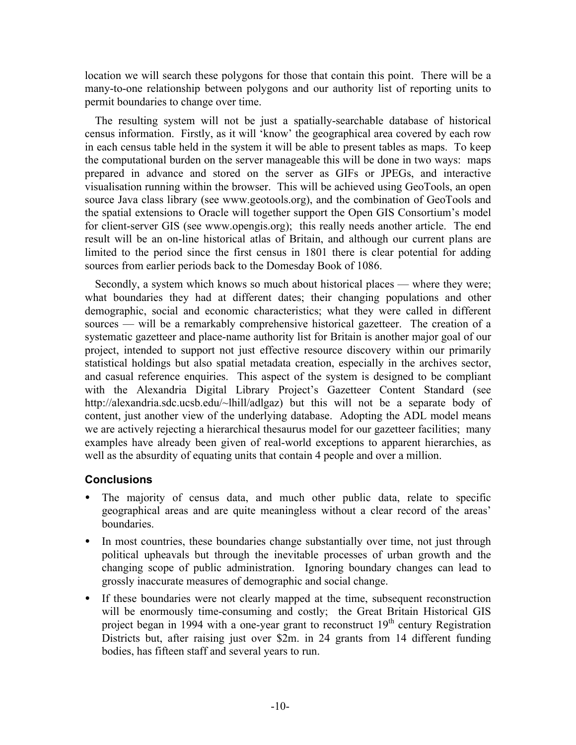location we will search these polygons for those that contain this point. There will be a many-to-one relationship between polygons and our authority list of reporting units to permit boundaries to change over time.

The resulting system will not be just a spatially-searchable database of historical census information. Firstly, as it will 'know' the geographical area covered by each row in each census table held in the system it will be able to present tables as maps. To keep the computational burden on the server manageable this will be done in two ways: maps prepared in advance and stored on the server as GIFs or JPEGs, and interactive visualisation running within the browser. This will be achieved using GeoTools, an open source Java class library (see www.geotools.org), and the combination of GeoTools and the spatial extensions to Oracle will together support the Open GIS Consortium's model for client-server GIS (see www.opengis.org); this really needs another article. The end result will be an on-line historical atlas of Britain, and although our current plans are limited to the period since the first census in 1801 there is clear potential for adding sources from earlier periods back to the Domesday Book of 1086.

Secondly, a system which knows so much about historical places — where they were; what boundaries they had at different dates; their changing populations and other demographic, social and economic characteristics; what they were called in different sources — will be a remarkably comprehensive historical gazetteer. The creation of a systematic gazetteer and place-name authority list for Britain is another major goal of our project, intended to support not just effective resource discovery within our primarily statistical holdings but also spatial metadata creation, especially in the archives sector, and casual reference enquiries. This aspect of the system is designed to be compliant with the Alexandria Digital Library Project's Gazetteer Content Standard (see http://alexandria.sdc.ucsb.edu/~lhill/adlgaz) but this will not be a separate body of content, just another view of the underlying database. Adopting the ADL model means we are actively rejecting a hierarchical thesaurus model for our gazetteer facilities; many examples have already been given of real-world exceptions to apparent hierarchies, as well as the absurdity of equating units that contain 4 people and over a million.

### Conclusions

- The majority of census data, and much other public data, relate to specific geographical areas and are quite meaningless without a clear record of the areas' boundaries.
- In most countries, these boundaries change substantially over time, not just through political upheavals but through the inevitable processes of urban growth and the changing scope of public administration. Ignoring boundary changes can lead to grossly inaccurate measures of demographic and social change.
- If these boundaries were not clearly mapped at the time, subsequent reconstruction will be enormously time-consuming and costly; the Great Britain Historical GIS project began in 1994 with a one-year grant to reconstruct 19th century Registration Districts but, after raising just over $2m. in 24 grants from 14 different funding bodies, has fifteen staff and several years to run.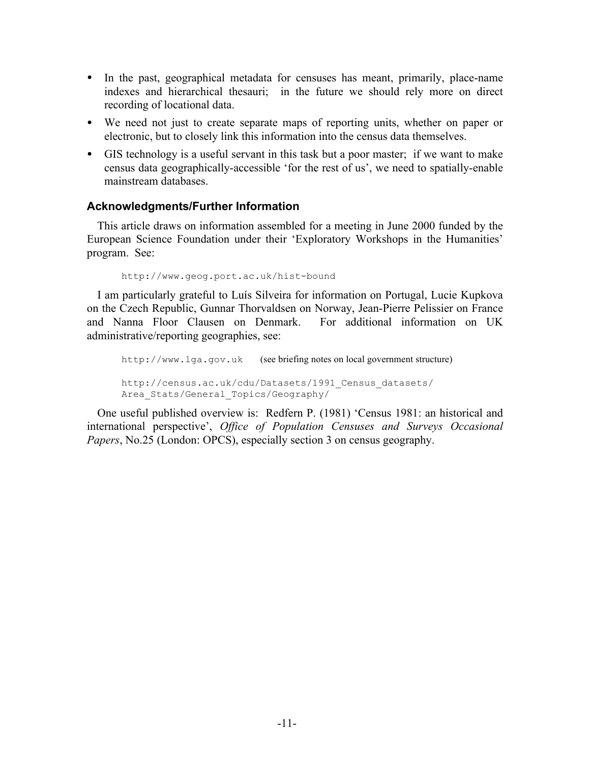- In the past, geographical metadata for censuses has meant, primarily, place-name indexes and hierarchical thesauri; in the future we should rely more on direct recording of locational data.
- We need not just to create separate maps of reporting units, whether on paper or electronic, but to closely link this information into the census data themselves.
- GIS technology is a useful servant in this task but a poor master; if we want to make census data geographically-accessible 'for the rest of us', we need to spatially-enable mainstream databases.

### Acknowledgments/Further Information

This article draws on information assembled for a meeting in June 2000 funded by the European Science Foundation under their 'Exploratory Workshops in the Humanities' program. See:

```
http://www.geog.port.ac.uk/hist-bound
```

I am particularly grateful to Luís Silveira for information on Portugal, Lucie Kupkova on the Czech Republic, Gunnar Thorvaldsen on Norway, Jean-Pierre Pelissier on France and Nanna Floor Clausen on Denmark. For additional information on UK administrative/reporting geographies, see:

`http://www.lga.gov.uk` (see briefing notes on local government structure)

```
http://census.ac.uk/cdu/Datasets/1991_Census_datasets/
Area_Stats/General_Topics/Geography/
```

One useful published overview is: Redfern P. (1981) 'Census 1981: an historical and international perspective', *Office of Population Censuses and Surveys Occasional Papers*, No.25 (London: OPCS), especially section 3 on census geography.